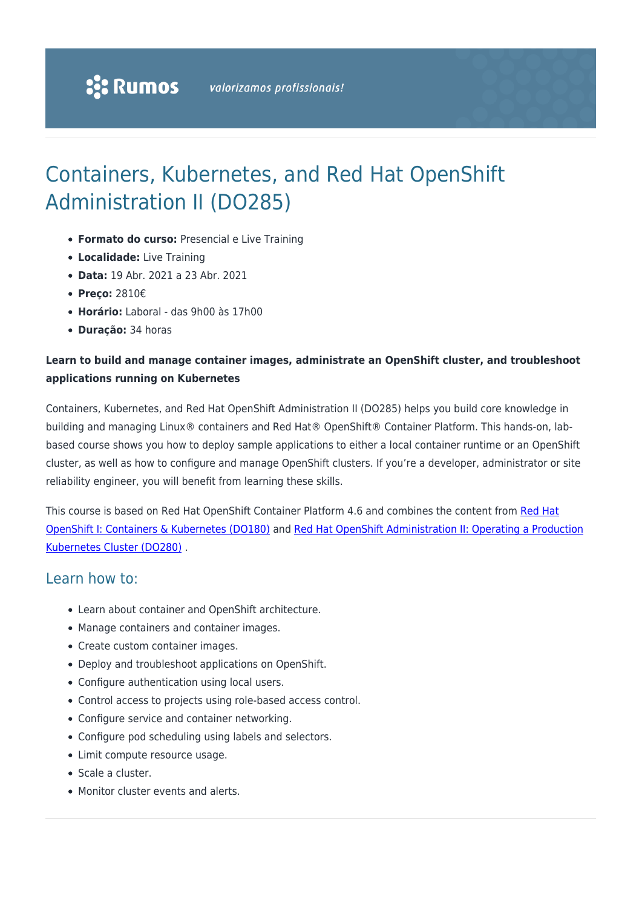# Containers, Kubernetes, and Red Hat OpenShift Administration II (DO285)

- **Formato do curso:** Presencial e Live Training
- **Localidade:** Live Training
- **Data:** 19 Abr. 2021 a 23 Abr. 2021
- **Preço:** 2810€
- **Horário:** Laboral - das 9h00 às 17h00
- **Duração:** 34 horas

**Learn to build and manage container images, administrate an OpenShift cluster, and troubleshoot applications running on Kubernetes**

Containers, Kubernetes, and Red Hat OpenShift Administration II (DO285) helps you build core knowledge in building and managing Linux® containers and Red Hat® OpenShift® Container Platform. This hands-on, lab-based course shows you how to deploy sample applications to either a local container runtime or an OpenShift cluster, as well as how to configure and manage OpenShift clusters. If you're a developer, administrator or site reliability engineer, you will benefit from learning these skills.

This course is based on Red Hat OpenShift Container Platform 4.6 and combines the content from Red Hat OpenShift I: Containers & Kubernetes (DO180) and Red Hat OpenShift Administration II: Operating a Production Kubernetes Cluster (DO280) .

## Learn how to:

- Learn about container and OpenShift architecture.
- Manage containers and container images.
- Create custom container images.
- Deploy and troubleshoot applications on OpenShift.
- Configure authentication using local users.
- Control access to projects using role-based access control.
- Configure service and container networking.
- Configure pod scheduling using labels and selectors.
- Limit compute resource usage.
- Scale a cluster.
- Monitor cluster events and alerts.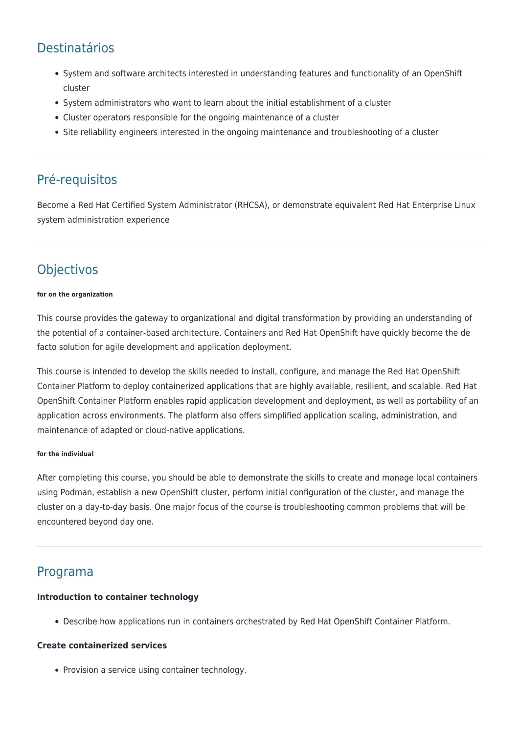## Destinatários

- System and software architects interested in understanding features and functionality of an OpenShift cluster
- System administrators who want to learn about the initial establishment of a cluster
- Cluster operators responsible for the ongoing maintenance of a cluster
- Site reliability engineers interested in the ongoing maintenance and troubleshooting of a cluster

## Pré-requisitos

Become a Red Hat Certified System Administrator (RHCSA), or demonstrate equivalent Red Hat Enterprise Linux system administration experience

## Objectivos

###### for on the organization

This course provides the gateway to organizational and digital transformation by providing an understanding of the potential of a container-based architecture. Containers and Red Hat OpenShift have quickly become the de facto solution for agile development and application deployment.

This course is intended to develop the skills needed to install, configure, and manage the Red Hat OpenShift Container Platform to deploy containerized applications that are highly available, resilient, and scalable. Red Hat OpenShift Container Platform enables rapid application development and deployment, as well as portability of an application across environments. The platform also offers simplified application scaling, administration, and maintenance of adapted or cloud-native applications.

###### for the individual

After completing this course, you should be able to demonstrate the skills to create and manage local containers using Podman, establish a new OpenShift cluster, perform initial configuration of the cluster, and manage the cluster on a day-to-day basis. One major focus of the course is troubleshooting common problems that will be encountered beyond day one.

## Programa

**Introduction to container technology**

- Describe how applications run in containers orchestrated by Red Hat OpenShift Container Platform.

**Create containerized services**

- Provision a service using container technology.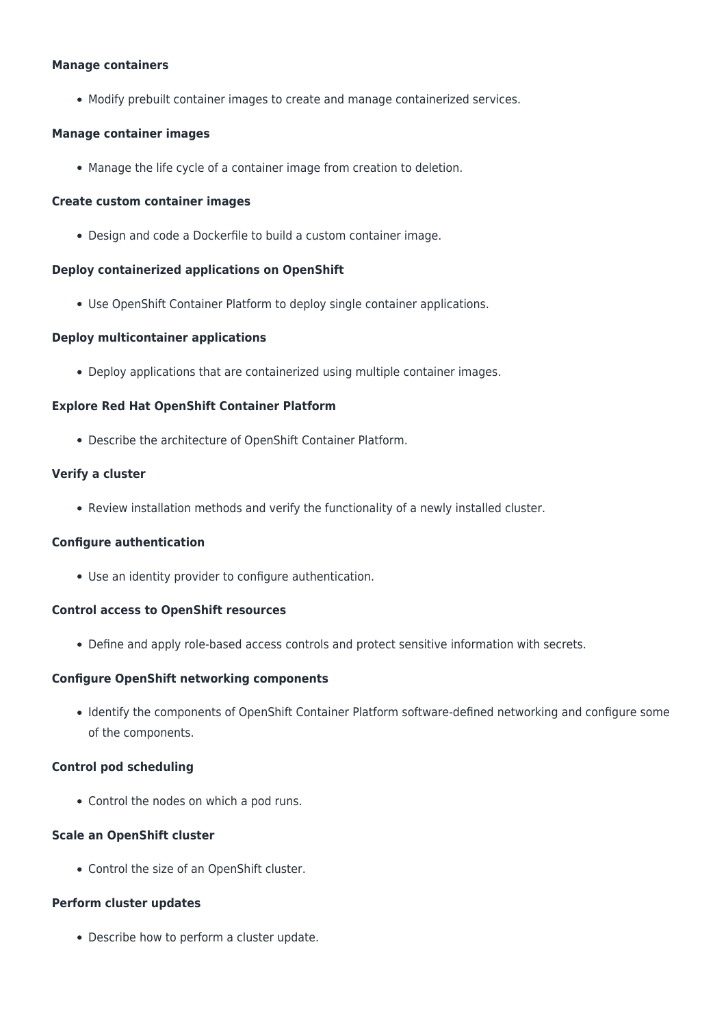**Manage containers**

- Modify prebuilt container images to create and manage containerized services.

**Manage container images**

- Manage the life cycle of a container image from creation to deletion.

**Create custom container images**

- Design and code a Dockerfile to build a custom container image.

**Deploy containerized applications on OpenShift**

- Use OpenShift Container Platform to deploy single container applications.

**Deploy multicontainer applications**

- Deploy applications that are containerized using multiple container images.

**Explore Red Hat OpenShift Container Platform**

- Describe the architecture of OpenShift Container Platform.

**Verify a cluster**

- Review installation methods and verify the functionality of a newly installed cluster.

**Configure authentication**

- Use an identity provider to configure authentication.

**Control access to OpenShift resources**

- Define and apply role-based access controls and protect sensitive information with secrets.

**Configure OpenShift networking components**

- Identify the components of OpenShift Container Platform software-defined networking and configure some of the components.

**Control pod scheduling**

- Control the nodes on which a pod runs.

**Scale an OpenShift cluster**

- Control the size of an OpenShift cluster.

**Perform cluster updates**

- Describe how to perform a cluster update.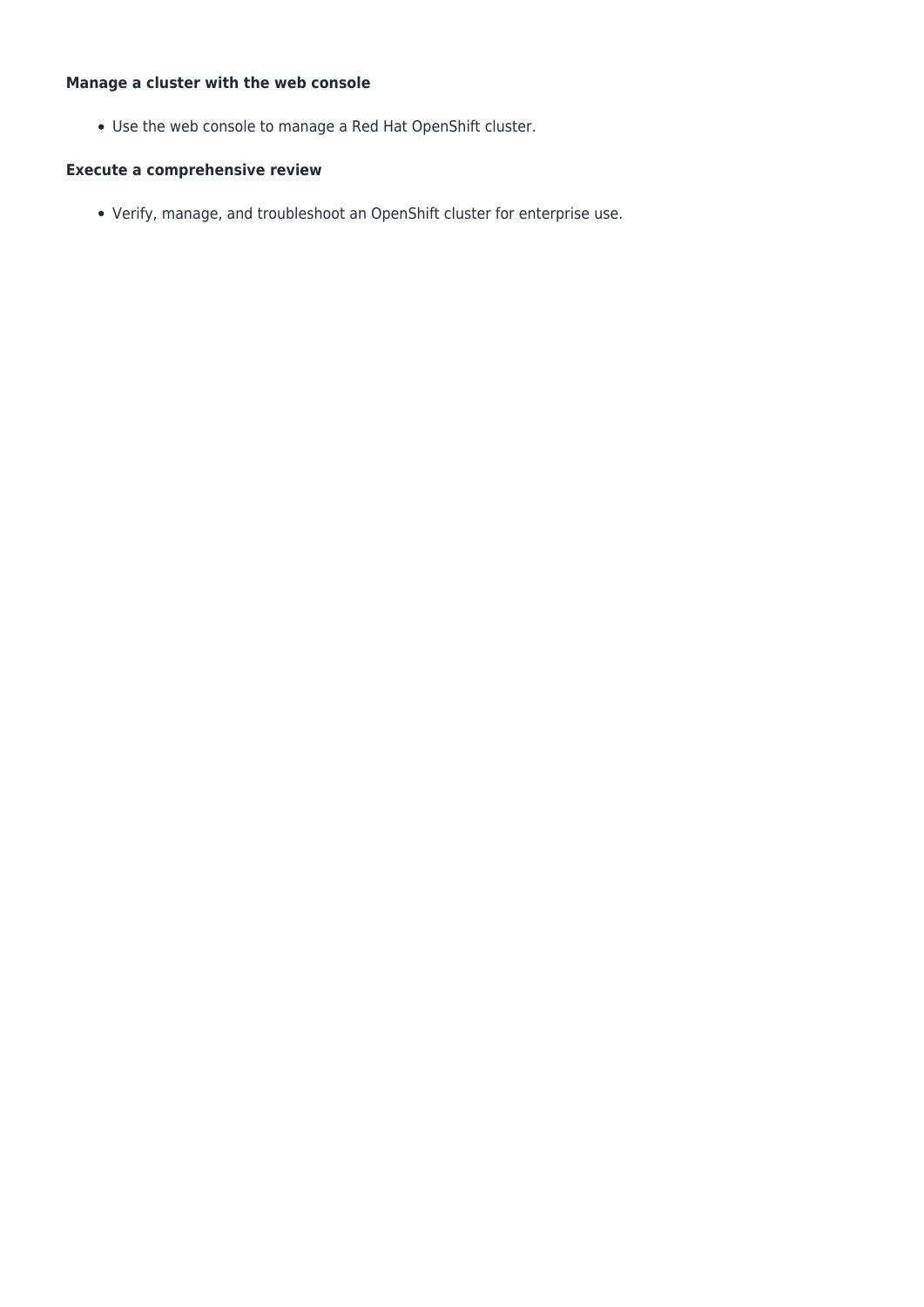**Manage a cluster with the web console**

- Use the web console to manage a Red Hat OpenShift cluster.

**Execute a comprehensive review**

- Verify, manage, and troubleshoot an OpenShift cluster for enterprise use.